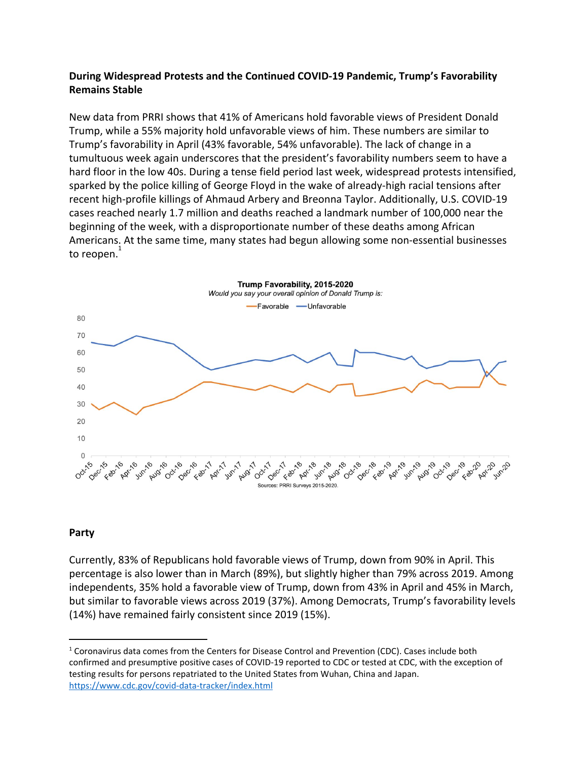**During Widespread Protests and the Continued COVID-19 Pandemic, Trump's Favorability Remains Stable**

New data from PRRI shows that 41% of Americans hold favorable views of President Donald Trump, while a 55% majority hold unfavorable views of him. These numbers are similar to Trump's favorability in April (43% favorable, 54% unfavorable). The lack of change in a tumultuous week again underscores that the president's favorability numbers seem to have a hard floor in the low 40s. During a tense field period last week, widespread protests intensified, sparked by the police killing of George Floyd in the wake of already-high racial tensions after recent high-profile killings of Ahmaud Arbery and Breonna Taylor. Additionally, U.S. COVID-19 cases reached nearly 1.7 million and deaths reached a landmark number of 100,000 near the beginning of the week, with a disproportionate number of these deaths among African Americans. At the same time, many states had begun allowing some non-essential businesses to reopen.[1]

**Trump Favorability, 2015-2020**

*Would you say your overall opinion of Donald Trump is:*

Sources: PRRI Surveys 2015-2020.

**Party**

Currently, 83% of Republicans hold favorable views of Trump, down from 90% in April. This percentage is also lower than in March (89%), but slightly higher than 79% across 2019. Among independents, 35% hold a favorable view of Trump, down from 43% in April and 45% in March, but similar to favorable views across 2019 (37%). Among Democrats, Trump's favorability levels (14%) have remained fairly consistent since 2019 (15%).

---

[1] Coronavirus data comes from the Centers for Disease Control and Prevention (CDC). Cases include both confirmed and presumptive positive cases of COVID-19 reported to CDC or tested at CDC, with the exception of testing results for persons repatriated to the United States from Wuhan, China and Japan. https://www.cdc.gov/covid-data-tracker/index.html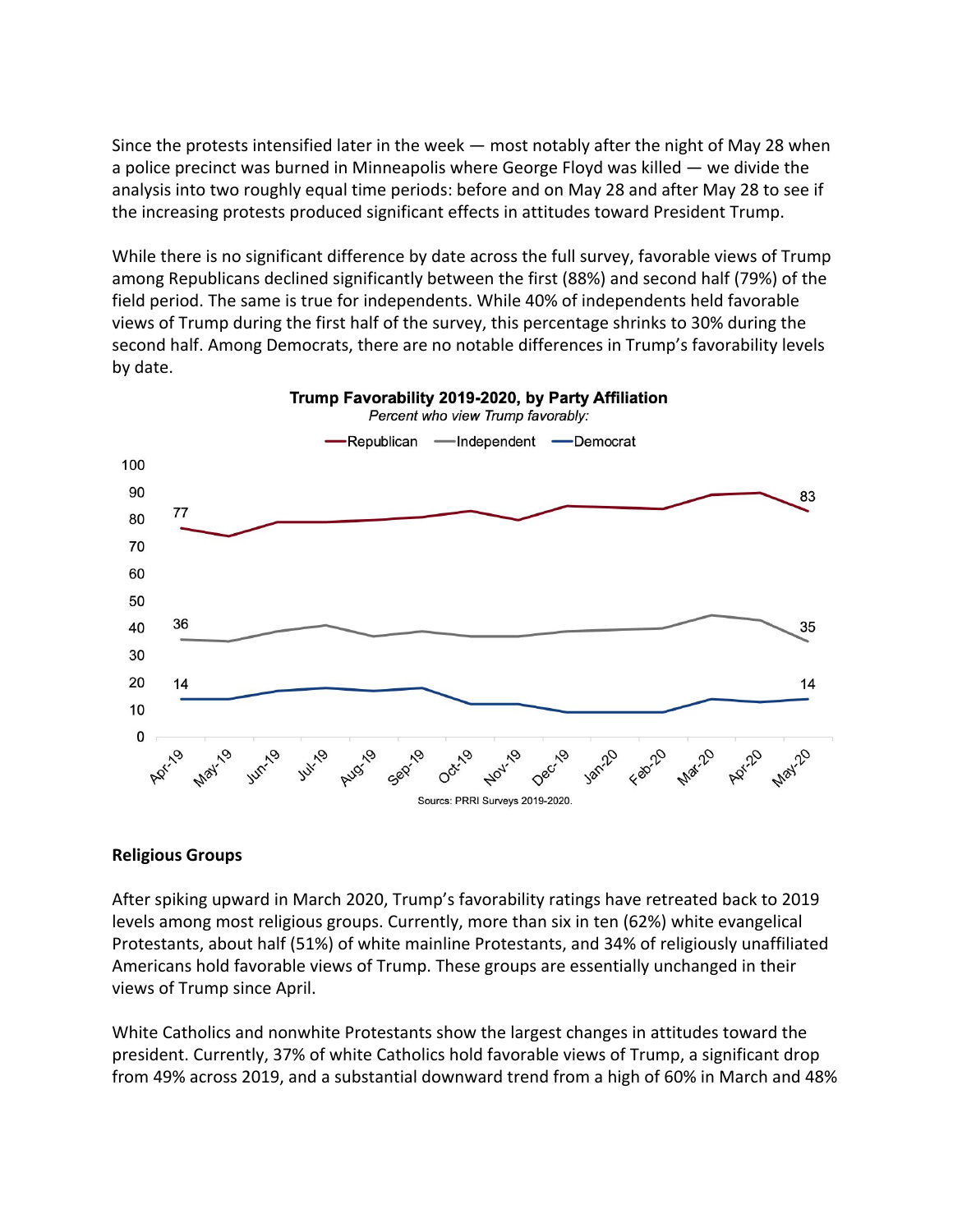Since the protests intensified later in the week — most notably after the night of May 28 when a police precinct was burned in Minneapolis where George Floyd was killed — we divide the analysis into two roughly equal time periods: before and on May 28 and after May 28 to see if the increasing protests produced significant effects in attitudes toward President Trump.

While there is no significant difference by date across the full survey, favorable views of Trump among Republicans declined significantly between the first (88%) and second half (79%) of the field period. The same is true for independents. While 40% of independents held favorable views of Trump during the first half of the survey, this percentage shrinks to 30% during the second half. Among Democrats, there are no notable differences in Trump's favorability levels by date.

**Trump Favorability 2019-2020, by Party Affiliation**

*Percent who view Trump favorably:*

Source: PRRI Surveys 2019-2020.

**Religious Groups**

After spiking upward in March 2020, Trump's favorability ratings have retreated back to 2019 levels among most religious groups. Currently, more than six in ten (62%) white evangelical Protestants, about half (51%) of white mainline Protestants, and 34% of religiously unaffiliated Americans hold favorable views of Trump. These groups are essentially unchanged in their views of Trump since April.

White Catholics and nonwhite Protestants show the largest changes in attitudes toward the president. Currently, 37% of white Catholics hold favorable views of Trump, a significant drop from 49% across 2019, and a substantial downward trend from a high of 60% in March and 48%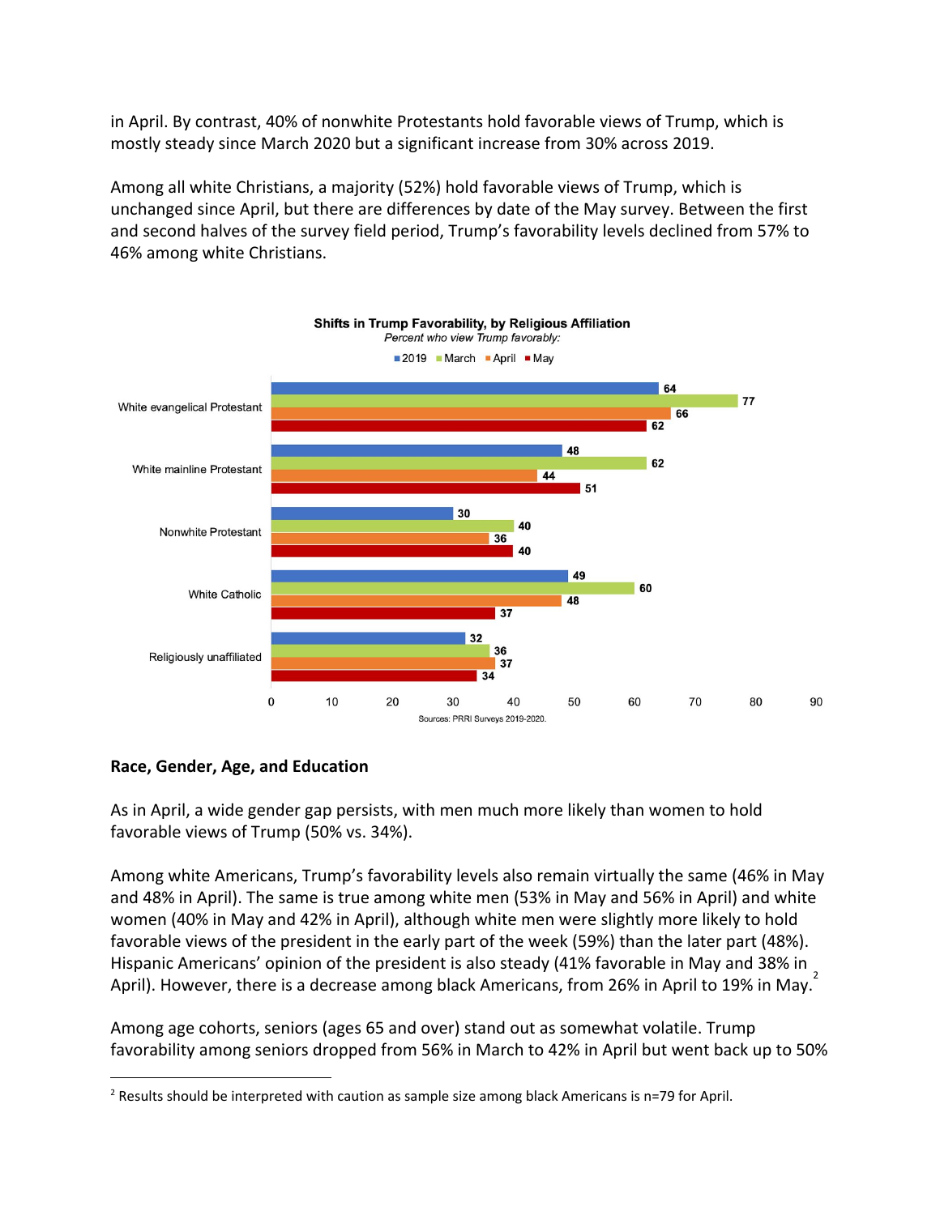in April. By contrast, 40% of nonwhite Protestants hold favorable views of Trump, which is mostly steady since March 2020 but a significant increase from 30% across 2019.

Among all white Christians, a majority (52%) hold favorable views of Trump, which is unchanged since April, but there are differences by date of the May survey. Between the first and second halves of the survey field period, Trump's favorability levels declined from 57% to 46% among white Christians.

**Shifts in Trump Favorability, by Religious Affiliation**

*Percent who view Trump favorably:*

| | 2019 | March | April | May |
|---|---|---|---|---|
| White evangelical Protestant | 64 | 77 | 66 | 62 |
| White mainline Protestant | 48 | 62 | 44 | 51 |
| Nonwhite Protestant | 30 | 40 | 36 | 40 |
| White Catholic | 49 | 60 | 48 | 37 |
| Religiously unaffiliated | 32 | 36 | 37 | 34 |

Sources: PRRI Surveys 2019-2020.

## Race, Gender, Age, and Education

As in April, a wide gender gap persists, with men much more likely than women to hold favorable views of Trump (50% vs. 34%).

Among white Americans, Trump's favorability levels also remain virtually the same (46% in May and 48% in April). The same is true among white men (53% in May and 56% in April) and white women (40% in May and 42% in April), although white men were slightly more likely to hold favorable views of the president in the early part of the week (59%) than the later part (48%). Hispanic Americans' opinion of the president is also steady (41% favorable in May and 38% in April). However, there is a decrease among black Americans, from 26% in April to 19% in May.[2]

Among age cohorts, seniors (ages 65 and over) stand out as somewhat volatile. Trump favorability among seniors dropped from 56% in March to 42% in April but went back up to 50%

[2] Results should be interpreted with caution as sample size among black Americans is n=79 for April.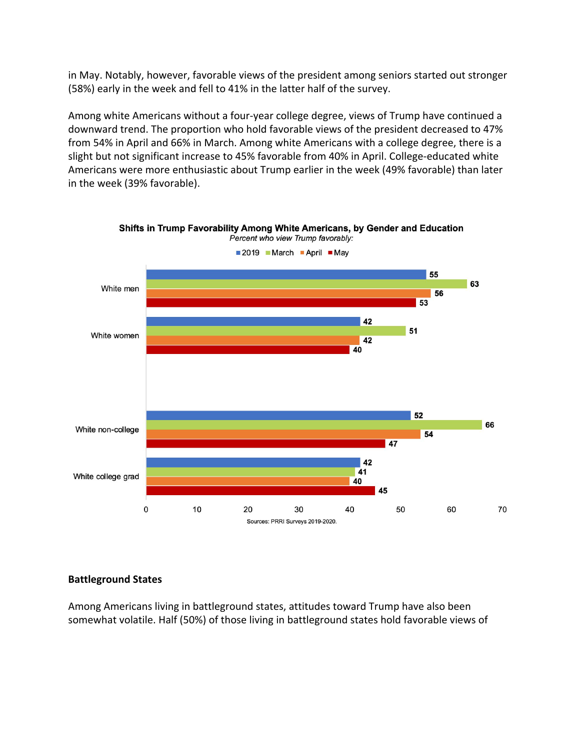in May. Notably, however, favorable views of the president among seniors started out stronger (58%) early in the week and fell to 41% in the latter half of the survey.

Among white Americans without a four-year college degree, views of Trump have continued a downward trend. The proportion who hold favorable views of the president decreased to 47% from 54% in April and 66% in March. Among white Americans with a college degree, there is a slight but not significant increase to 45% favorable from 40% in April. College-educated white Americans were more enthusiastic about Trump earlier in the week (49% favorable) than later in the week (39% favorable).

**Shifts in Trump Favorability Among White Americans, by Gender and Education**

*Percent who view Trump favorably:*

| | 2019 | March | April | May |
|---|---|---|---|---|
| White men | 55 | 63 | 56 | 53 |
| White women | 42 | 51 | 42 | 40 |
| White non-college | 52 | 66 | 54 | 47 |
| White college grad | 42 | 41 | 40 | 45 |

Sources: PRRI Surveys 2019-2020.

## Battleground States

Among Americans living in battleground states, attitudes toward Trump have also been somewhat volatile. Half (50%) of those living in battleground states hold favorable views of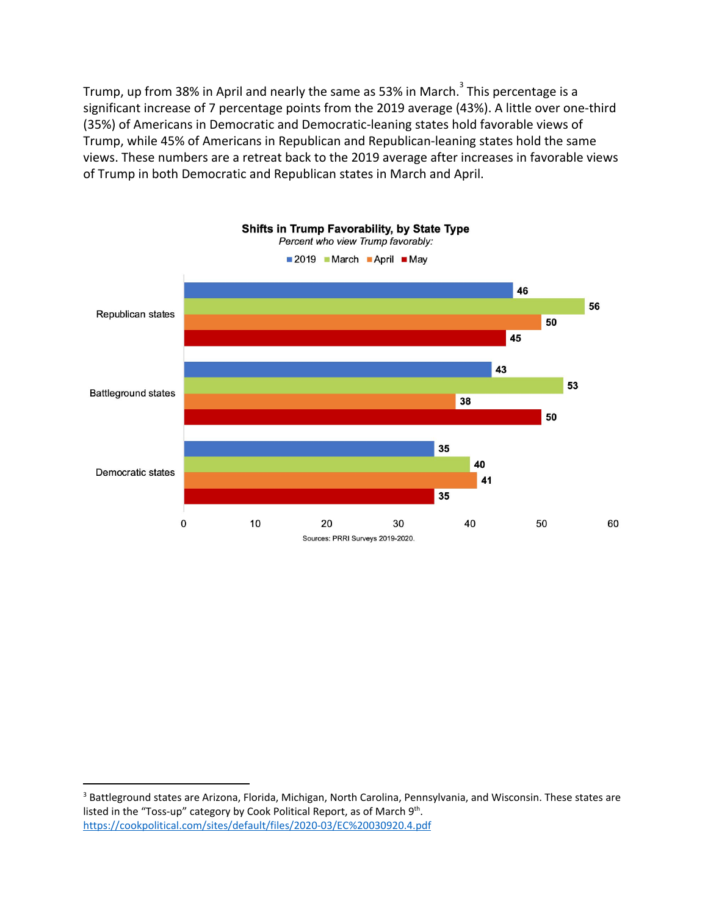Trump, up from 38% in April and nearly the same as 53% in March.[3] This percentage is a significant increase of 7 percentage points from the 2019 average (43%). A little over one-third (35%) of Americans in Democratic and Democratic-leaning states hold favorable views of Trump, while 45% of Americans in Republican and Republican-leaning states hold the same views. These numbers are a retreat back to the 2019 average after increases in favorable views of Trump in both Democratic and Republican states in March and April.

**Shifts in Trump Favorability, by State Type**

*Percent who view Trump favorably:*

2019 March April May

Republican states
46
56
50
45

Battleground states
43
53
38
50

Democratic states
35
40
41
35

0 10 20 30 40 50 60

Sources: PRRI Surveys 2019-2020.

---

[3] Battleground states are Arizona, Florida, Michigan, North Carolina, Pennsylvania, and Wisconsin. These states are listed in the "Toss-up" category by Cook Political Report, as of March 9th. https://cookpolitical.com/sites/default/files/2020-03/EC%20030920.4.pdf